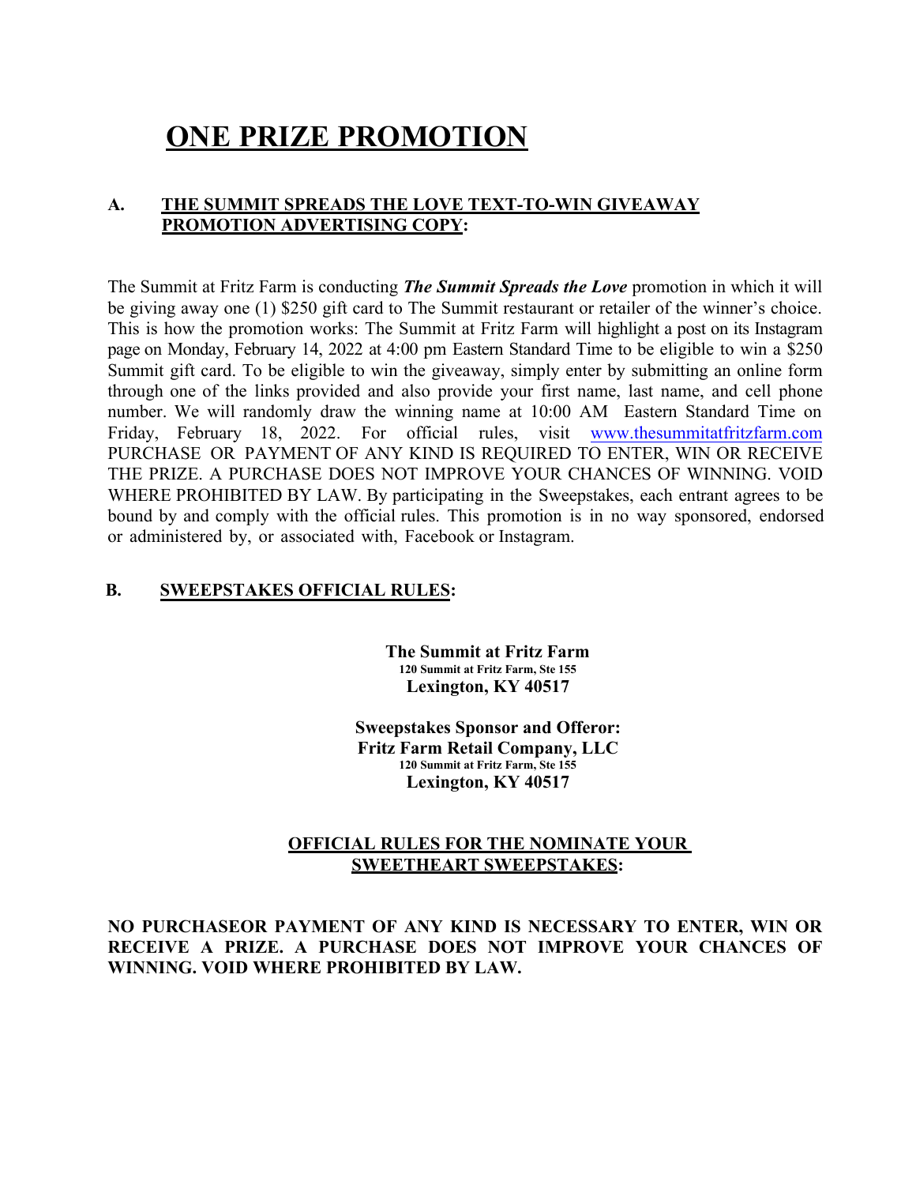# ONE PRIZE PROMOTION

## A. THE SUMMIT SPREADS THE LOVE TEXT-TO-WIN GIVEAWAY PROMOTION ADVERTISING COPY:

The Summit at Fritz Farm is conducting ***The Summit Spreads the Love*** promotion in which it will be giving away one (1) $250 gift card to The Summit restaurant or retailer of the winner's choice. This is how the promotion works: The Summit at Fritz Farm will highlight a post on its Instagram page on Monday, February 14, 2022 at 4:00 pm Eastern Standard Time to be eligible to win a $250 Summit gift card. To be eligible to win the giveaway, simply enter by submitting an online form through one of the links provided and also provide your first name, last name, and cell phone number. We will randomly draw the winning name at 10:00 AM Eastern Standard Time on Friday, February 18, 2022. For official rules, visit www.thesummitatfritzfarm.com PURCHASE OR PAYMENT OF ANY KIND IS REQUIRED TO ENTER, WIN OR RECEIVE THE PRIZE. A PURCHASE DOES NOT IMPROVE YOUR CHANCES OF WINNING. VOID WHERE PROHIBITED BY LAW. By participating in the Sweepstakes, each entrant agrees to be bound by and comply with the official rules. This promotion is in no way sponsored, endorsed or administered by, or associated with, Facebook or Instagram.

## B. SWEEPSTAKES OFFICIAL RULES:

**The Summit at Fritz Farm**
**120 Summit at Fritz Farm, Ste 155**
**Lexington, KY 40517**

**Sweepstakes Sponsor and Offeror:**
**Fritz Farm Retail Company, LLC**
**120 Summit at Fritz Farm, Ste 155**
**Lexington, KY 40517**

### OFFICIAL RULES FOR THE NOMINATE YOUR SWEETHEART SWEEPSTAKES:

**NO PURCHASEOR PAYMENT OF ANY KIND IS NECESSARY TO ENTER, WIN OR RECEIVE A PRIZE. A PURCHASE DOES NOT IMPROVE YOUR CHANCES OF WINNING. VOID WHERE PROHIBITED BY LAW.**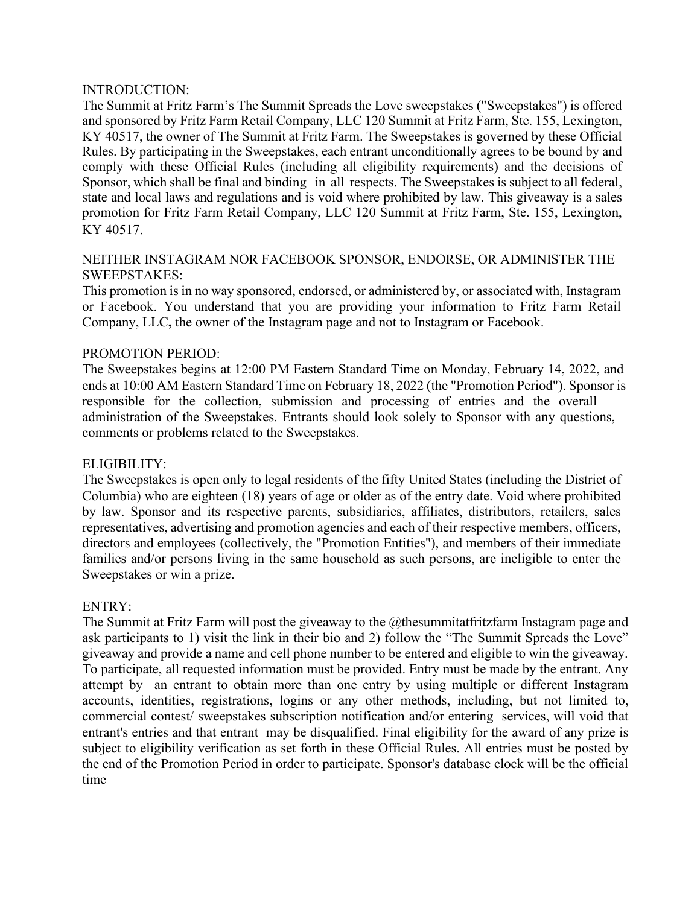INTRODUCTION:

The Summit at Fritz Farm's The Summit Spreads the Love sweepstakes ("Sweepstakes") is offered and sponsored by Fritz Farm Retail Company, LLC 120 Summit at Fritz Farm, Ste. 155, Lexington, KY 40517, the owner of The Summit at Fritz Farm. The Sweepstakes is governed by these Official Rules. By participating in the Sweepstakes, each entrant unconditionally agrees to be bound by and comply with these Official Rules (including all eligibility requirements) and the decisions of Sponsor, which shall be final and binding in all respects. The Sweepstakes is subject to all federal, state and local laws and regulations and is void where prohibited by law. This giveaway is a sales promotion for Fritz Farm Retail Company, LLC 120 Summit at Fritz Farm, Ste. 155, Lexington, KY 40517.

NEITHER INSTAGRAM NOR FACEBOOK SPONSOR, ENDORSE, OR ADMINISTER THE SWEEPSTAKES:

This promotion is in no way sponsored, endorsed, or administered by, or associated with, Instagram or Facebook. You understand that you are providing your information to Fritz Farm Retail Company, LLC**,** the owner of the Instagram page and not to Instagram or Facebook.

PROMOTION PERIOD:

The Sweepstakes begins at 12:00 PM Eastern Standard Time on Monday, February 14, 2022, and ends at 10:00 AM Eastern Standard Time on February 18, 2022 (the "Promotion Period"). Sponsor is responsible for the collection, submission and processing of entries and the overall administration of the Sweepstakes. Entrants should look solely to Sponsor with any questions, comments or problems related to the Sweepstakes.

ELIGIBILITY:

The Sweepstakes is open only to legal residents of the fifty United States (including the District of Columbia) who are eighteen (18) years of age or older as of the entry date. Void where prohibited by law. Sponsor and its respective parents, subsidiaries, affiliates, distributors, retailers, sales representatives, advertising and promotion agencies and each of their respective members, officers, directors and employees (collectively, the "Promotion Entities"), and members of their immediate families and/or persons living in the same household as such persons, are ineligible to enter the Sweepstakes or win a prize.

ENTRY:

The Summit at Fritz Farm will post the giveaway to the @thesummitatfritzfarm Instagram page and ask participants to 1) visit the link in their bio and 2) follow the "The Summit Spreads the Love" giveaway and provide a name and cell phone number to be entered and eligible to win the giveaway. To participate, all requested information must be provided. Entry must be made by the entrant. Any attempt by an entrant to obtain more than one entry by using multiple or different Instagram accounts, identities, registrations, logins or any other methods, including, but not limited to, commercial contest/ sweepstakes subscription notification and/or entering services, will void that entrant's entries and that entrant may be disqualified. Final eligibility for the award of any prize is subject to eligibility verification as set forth in these Official Rules. All entries must be posted by the end of the Promotion Period in order to participate. Sponsor's database clock will be the official time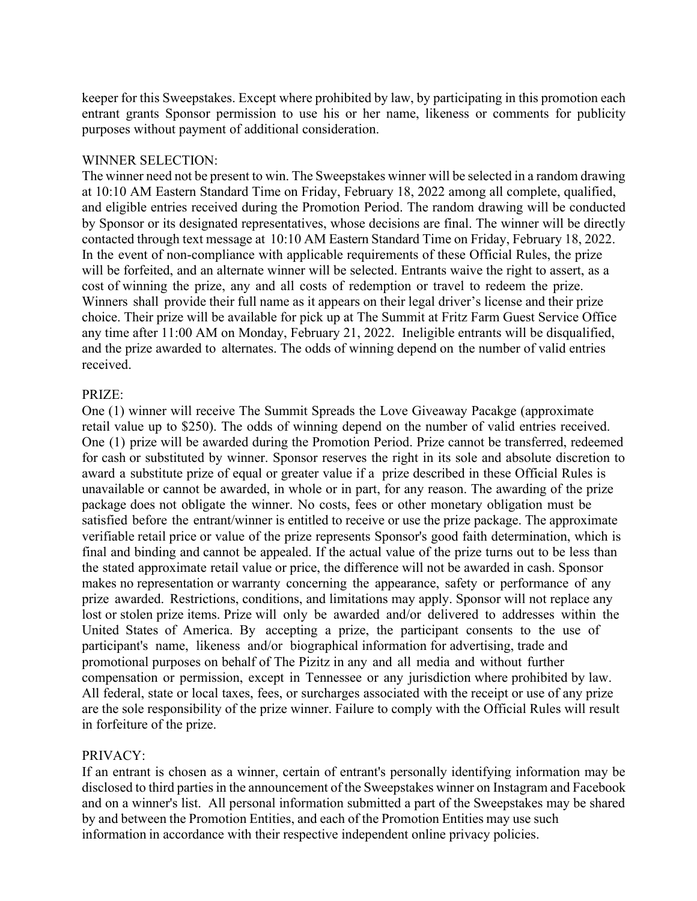keeper for this Sweepstakes. Except where prohibited by law, by participating in this promotion each entrant grants Sponsor permission to use his or her name, likeness or comments for publicity purposes without payment of additional consideration.

WINNER SELECTION:

The winner need not be present to win. The Sweepstakes winner will be selected in a random drawing at 10:10 AM Eastern Standard Time on Friday, February 18, 2022 among all complete, qualified, and eligible entries received during the Promotion Period. The random drawing will be conducted by Sponsor or its designated representatives, whose decisions are final. The winner will be directly contacted through text message at 10:10 AM Eastern Standard Time on Friday, February 18, 2022. In the event of non-compliance with applicable requirements of these Official Rules, the prize will be forfeited, and an alternate winner will be selected. Entrants waive the right to assert, as a cost of winning the prize, any and all costs of redemption or travel to redeem the prize. Winners shall provide their full name as it appears on their legal driver's license and their prize choice. Their prize will be available for pick up at The Summit at Fritz Farm Guest Service Office any time after 11:00 AM on Monday, February 21, 2022. Ineligible entrants will be disqualified, and the prize awarded to alternates. The odds of winning depend on the number of valid entries received.

PRIZE:

One (1) winner will receive The Summit Spreads the Love Giveaway Pacakge (approximate retail value up to $250). The odds of winning depend on the number of valid entries received. One (1) prize will be awarded during the Promotion Period. Prize cannot be transferred, redeemed for cash or substituted by winner. Sponsor reserves the right in its sole and absolute discretion to award a substitute prize of equal or greater value if a prize described in these Official Rules is unavailable or cannot be awarded, in whole or in part, for any reason. The awarding of the prize package does not obligate the winner. No costs, fees or other monetary obligation must be satisfied before the entrant/winner is entitled to receive or use the prize package. The approximate verifiable retail price or value of the prize represents Sponsor's good faith determination, which is final and binding and cannot be appealed. If the actual value of the prize turns out to be less than the stated approximate retail value or price, the difference will not be awarded in cash. Sponsor makes no representation or warranty concerning the appearance, safety or performance of any prize awarded. Restrictions, conditions, and limitations may apply. Sponsor will not replace any lost or stolen prize items. Prize will only be awarded and/or delivered to addresses within the United States of America. By accepting a prize, the participant consents to the use of participant's name, likeness and/or biographical information for advertising, trade and promotional purposes on behalf of The Pizitz in any and all media and without further compensation or permission, except in Tennessee or any jurisdiction where prohibited by law. All federal, state or local taxes, fees, or surcharges associated with the receipt or use of any prize are the sole responsibility of the prize winner. Failure to comply with the Official Rules will result in forfeiture of the prize.

PRIVACY:

If an entrant is chosen as a winner, certain of entrant's personally identifying information may be disclosed to third parties in the announcement of the Sweepstakes winner on Instagram and Facebook and on a winner's list. All personal information submitted a part of the Sweepstakes may be shared by and between the Promotion Entities, and each of the Promotion Entities may use such information in accordance with their respective independent online privacy policies.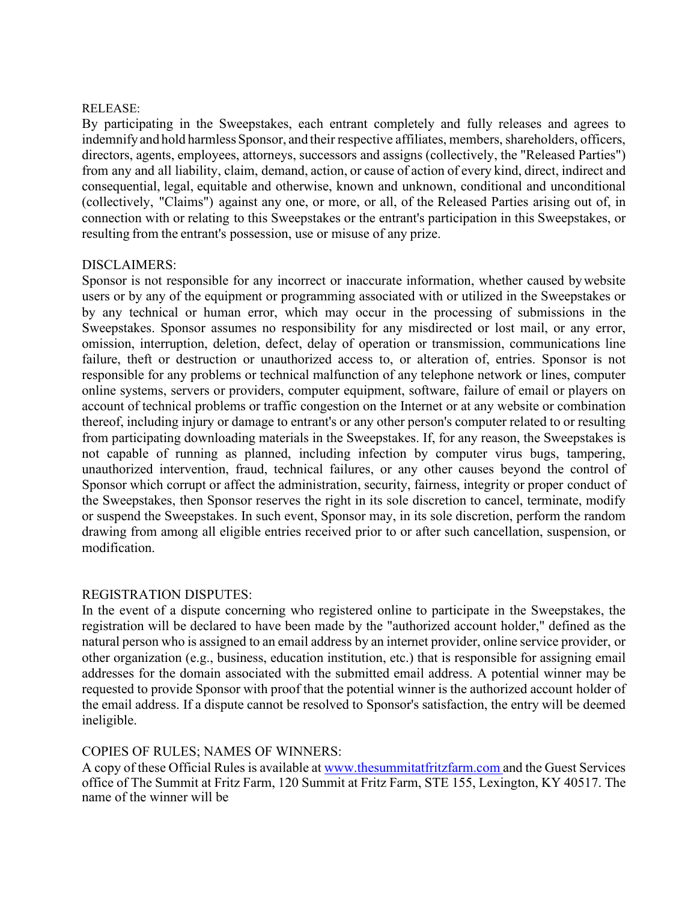RELEASE:
By participating in the Sweepstakes, each entrant completely and fully releases and agrees to indemnify and hold harmless Sponsor, and their respective affiliates, members, shareholders, officers, directors, agents, employees, attorneys, successors and assigns (collectively, the "Released Parties") from any and all liability, claim, demand, action, or cause of action of every kind, direct, indirect and consequential, legal, equitable and otherwise, known and unknown, conditional and unconditional (collectively, "Claims") against any one, or more, or all, of the Released Parties arising out of, in connection with or relating to this Sweepstakes or the entrant's participation in this Sweepstakes, or resulting from the entrant's possession, use or misuse of any prize.

DISCLAIMERS:
Sponsor is not responsible for any incorrect or inaccurate information, whether caused by website users or by any of the equipment or programming associated with or utilized in the Sweepstakes or by any technical or human error, which may occur in the processing of submissions in the Sweepstakes. Sponsor assumes no responsibility for any misdirected or lost mail, or any error, omission, interruption, deletion, defect, delay of operation or transmission, communications line failure, theft or destruction or unauthorized access to, or alteration of, entries. Sponsor is not responsible for any problems or technical malfunction of any telephone network or lines, computer online systems, servers or providers, computer equipment, software, failure of email or players on account of technical problems or traffic congestion on the Internet or at any website or combination thereof, including injury or damage to entrant's or any other person's computer related to or resulting from participating downloading materials in the Sweepstakes. If, for any reason, the Sweepstakes is not capable of running as planned, including infection by computer virus bugs, tampering, unauthorized intervention, fraud, technical failures, or any other causes beyond the control of Sponsor which corrupt or affect the administration, security, fairness, integrity or proper conduct of the Sweepstakes, then Sponsor reserves the right in its sole discretion to cancel, terminate, modify or suspend the Sweepstakes. In such event, Sponsor may, in its sole discretion, perform the random drawing from among all eligible entries received prior to or after such cancellation, suspension, or modification.

REGISTRATION DISPUTES:
In the event of a dispute concerning who registered online to participate in the Sweepstakes, the registration will be declared to have been made by the "authorized account holder," defined as the natural person who is assigned to an email address by an internet provider, online service provider, or other organization (e.g., business, education institution, etc.) that is responsible for assigning email addresses for the domain associated with the submitted email address. A potential winner may be requested to provide Sponsor with proof that the potential winner is the authorized account holder of the email address. If a dispute cannot be resolved to Sponsor's satisfaction, the entry will be deemed ineligible.

COPIES OF RULES; NAMES OF WINNERS:
A copy of these Official Rules is available at [www.thesummitatfritzfarm.com](http://www.thesummitatfritzfarm.com) and the Guest Services office of The Summit at Fritz Farm, 120 Summit at Fritz Farm, STE 155, Lexington, KY 40517. The name of the winner will be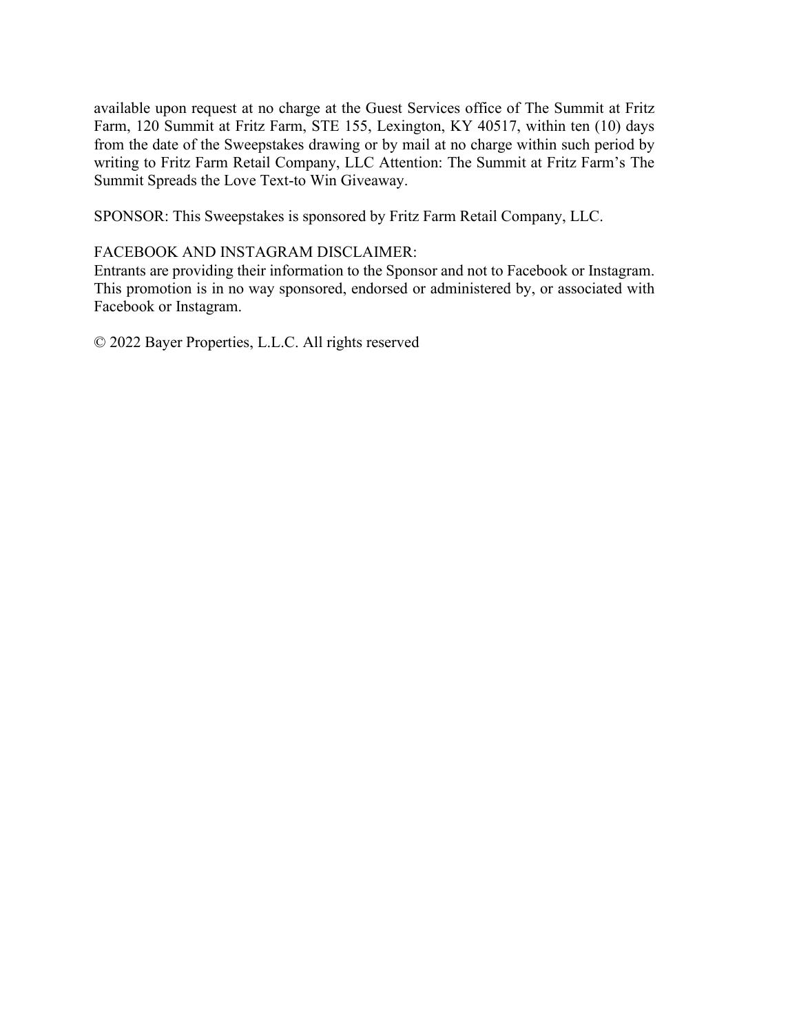available upon request at no charge at the Guest Services office of The Summit at Fritz Farm, 120 Summit at Fritz Farm, STE 155, Lexington, KY 40517, within ten (10) days from the date of the Sweepstakes drawing or by mail at no charge within such period by writing to Fritz Farm Retail Company, LLC Attention: The Summit at Fritz Farm's The Summit Spreads the Love Text-to Win Giveaway.

SPONSOR: This Sweepstakes is sponsored by Fritz Farm Retail Company, LLC.

FACEBOOK AND INSTAGRAM DISCLAIMER:
Entrants are providing their information to the Sponsor and not to Facebook or Instagram. This promotion is in no way sponsored, endorsed or administered by, or associated with Facebook or Instagram.

© 2022 Bayer Properties, L.L.C. All rights reserved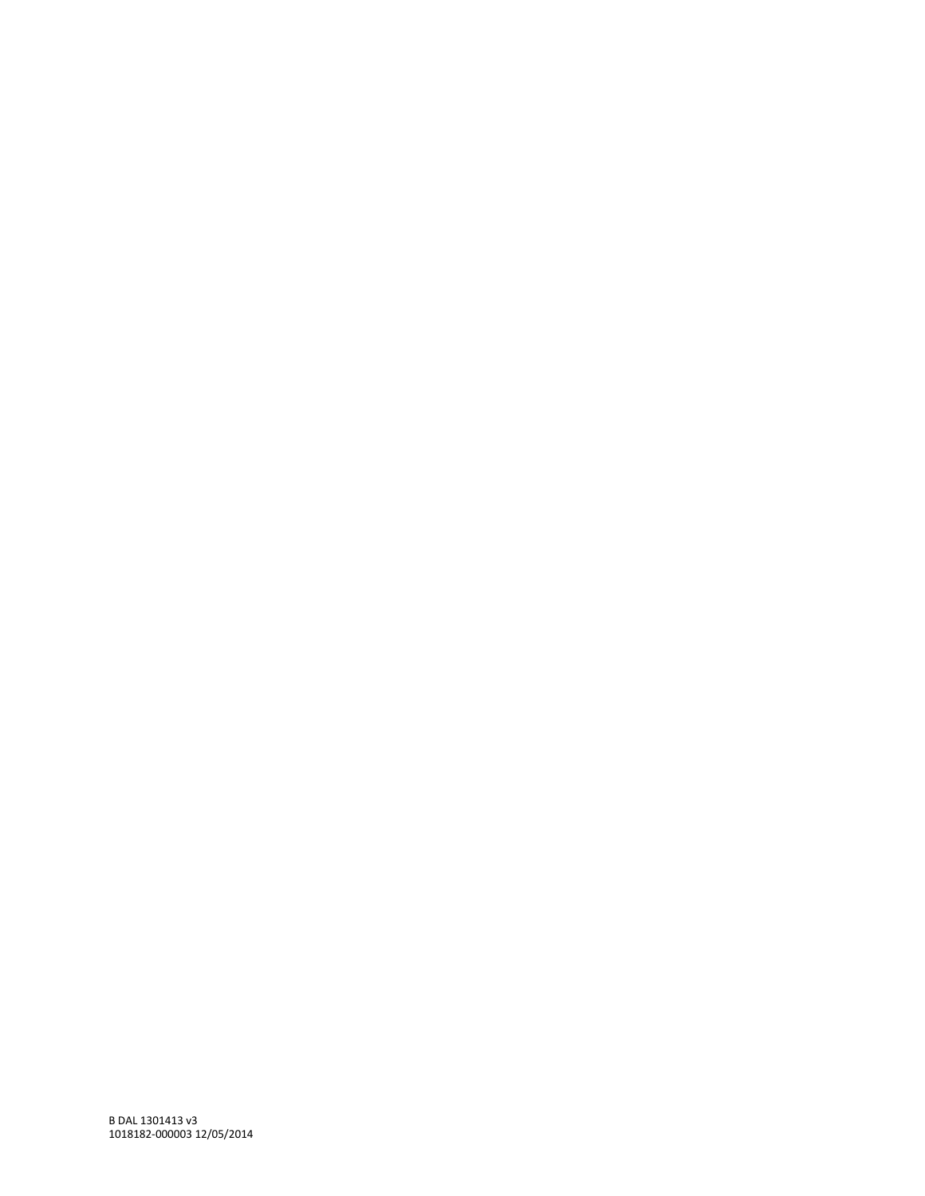B DAL 1301413 v3
1018182-000003 12/05/2014